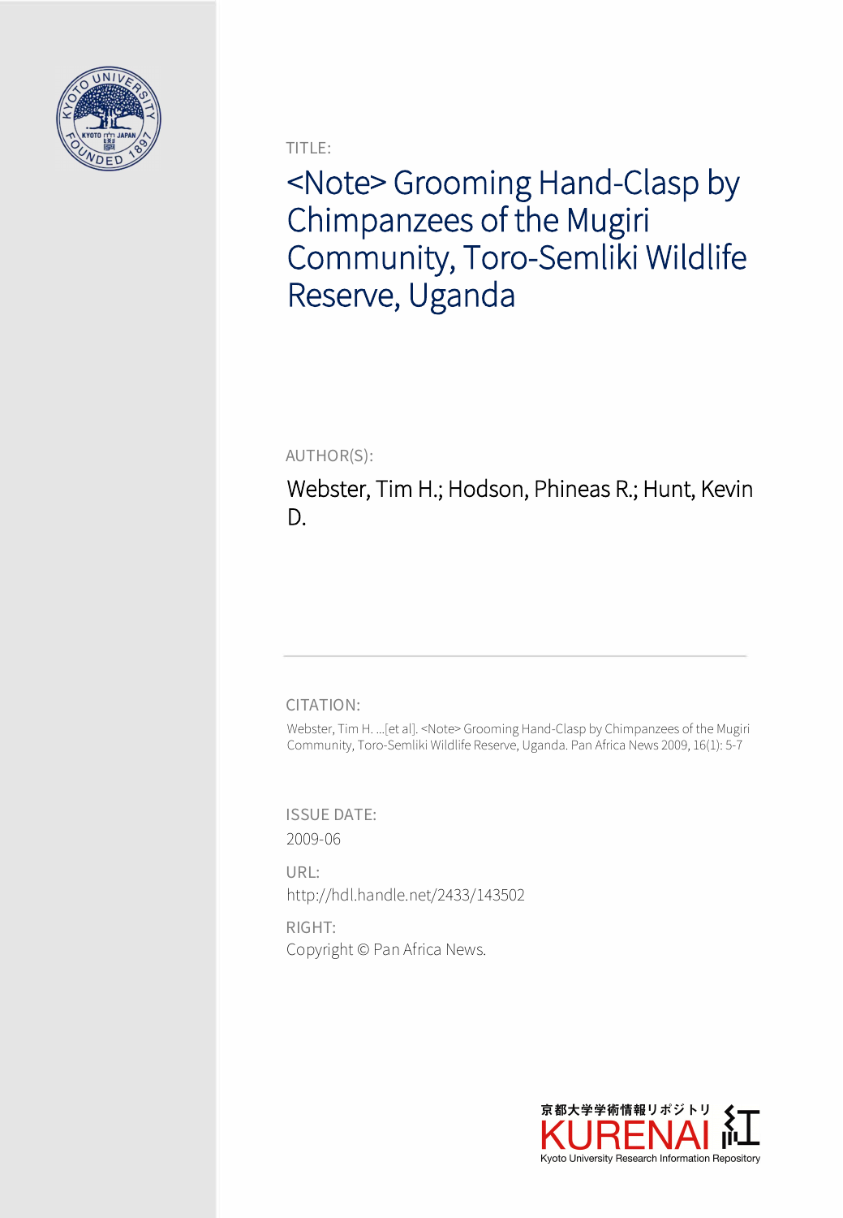TITLE:

# <Note> Grooming Hand-Clasp by Chimpanzees of the Mugiri Community, Toro-Semliki Wildlife Reserve, Uganda

AUTHOR(S):

Webster, Tim H.; Hodson, Phineas R.; Hunt, Kevin D.

CITATION:

Webster, Tim H. ...[et al]. <Note> Grooming Hand-Clasp by Chimpanzees of the Mugiri Community, Toro-Semliki Wildlife Reserve, Uganda. Pan Africa News 2009, 16(1): 5-7

ISSUE DATE:

2009-06

URL:

http://hdl.handle.net/2433/143502

RIGHT:

Copyright © Pan Africa News.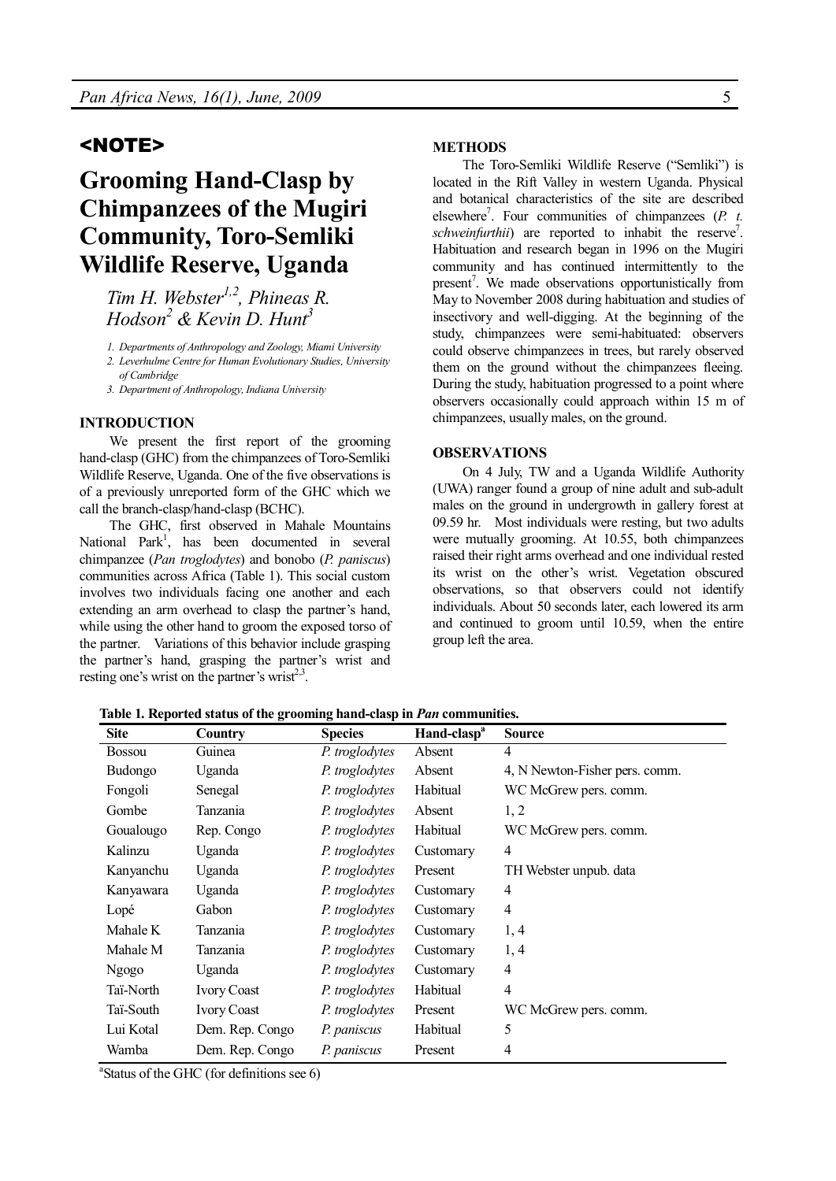## <NOTE>

# Grooming Hand-Clasp by Chimpanzees of the Mugiri Community, Toro-Semliki Wildlife Reserve, Uganda

*Tim H. Webster[1,2], Phineas R. Hodson[2] & Kevin D. Hunt[3]*

1. Departments of Anthropology and Zoology, Miami University
2. Leverhulme Centre for Human Evolutionary Studies, University of Cambridge
3. Department of Anthropology, Indiana University

### INTRODUCTION

We present the first report of the grooming hand-clasp (GHC) from the chimpanzees of Toro-Semliki Wildlife Reserve, Uganda. One of the five observations is of a previously unreported form of the GHC which we call the branch-clasp/hand-clasp (BCHC).

The GHC, first observed in Mahale Mountains National Park[1], has been documented in several chimpanzee (*Pan troglodytes*) and bonobo (*P. paniscus*) communities across Africa (Table 1). This social custom involves two individuals facing one another and each extending an arm overhead to clasp the partner's hand, while using the other hand to groom the exposed torso of the partner. Variations of this behavior include grasping the partner's hand, grasping the partner's wrist and resting one's wrist on the partner's wrist[2,3].

### METHODS

The Toro-Semliki Wildlife Reserve ("Semliki") is located in the Rift Valley in western Uganda. Physical and botanical characteristics of the site are described elsewhere[7]. Four communities of chimpanzees (*P. t. schweinfurthii*) are reported to inhabit the reserve[7]. Habituation and research began in 1996 on the Mugiri community and has continued intermittently to the present[7]. We made observations opportunistically from May to November 2008 during habituation and studies of insectivory and well-digging. At the beginning of the study, chimpanzees were semi-habituated: observers could observe chimpanzees in trees, but rarely observed them on the ground without the chimpanzees fleeing. During the study, habituation progressed to a point where observers occasionally could approach within 15 m of chimpanzees, usually males, on the ground.

### OBSERVATIONS

On 4 July, TW and a Uganda Wildlife Authority (UWA) ranger found a group of nine adult and sub-adult males on the ground in undergrowth in gallery forest at 09.59 hr. Most individuals were resting, but two adults were mutually grooming. At 10.55, both chimpanzees raised their right arms overhead and one individual rested its wrist on the other's wrist. Vegetation obscured observations, so that observers could not identify individuals. About 50 seconds later, each lowered its arm and continued to groom until 10.59, when the entire group left the area.

**Table 1. Reported status of the grooming hand-clasp in *Pan* communities.**

| Site | Country | Species | Hand-clasp[a] | Source |
|---|---|---|---|---|
| Bossou | Guinea | *P. troglodytes* | Absent | 4 |
| Budongo | Uganda | *P. troglodytes* | Absent | 4, N Newton-Fisher pers. comm. |
| Fongoli | Senegal | *P. troglodytes* | Habitual | WC McGrew pers. comm. |
| Gombe | Tanzania | *P. troglodytes* | Absent | 1, 2 |
| Goualougo | Rep. Congo | *P. troglodytes* | Habitual | WC McGrew pers. comm. |
| Kalinzu | Uganda | *P. troglodytes* | Customary | 4 |
| Kanyanchu | Uganda | *P. troglodytes* | Present | TH Webster unpub. data |
| Kanyawara | Uganda | *P. troglodytes* | Customary | 4 |
| Lopé | Gabon | *P. troglodytes* | Customary | 4 |
| Mahale K | Tanzania | *P. troglodytes* | Customary | 1, 4 |
| Mahale M | Tanzania | *P. troglodytes* | Customary | 1, 4 |
| Ngogo | Uganda | *P. troglodytes* | Customary | 4 |
| Taï-North | Ivory Coast | *P. troglodytes* | Habitual | 4 |
| Taï-South | Ivory Coast | *P. troglodytes* | Present | WC McGrew pers. comm. |
| Lui Kotal | Dem. Rep. Congo | *P. paniscus* | Habitual | 5 |
| Wamba | Dem. Rep. Congo | *P. paniscus* | Present | 4 |

[a]Status of the GHC (for definitions see 6)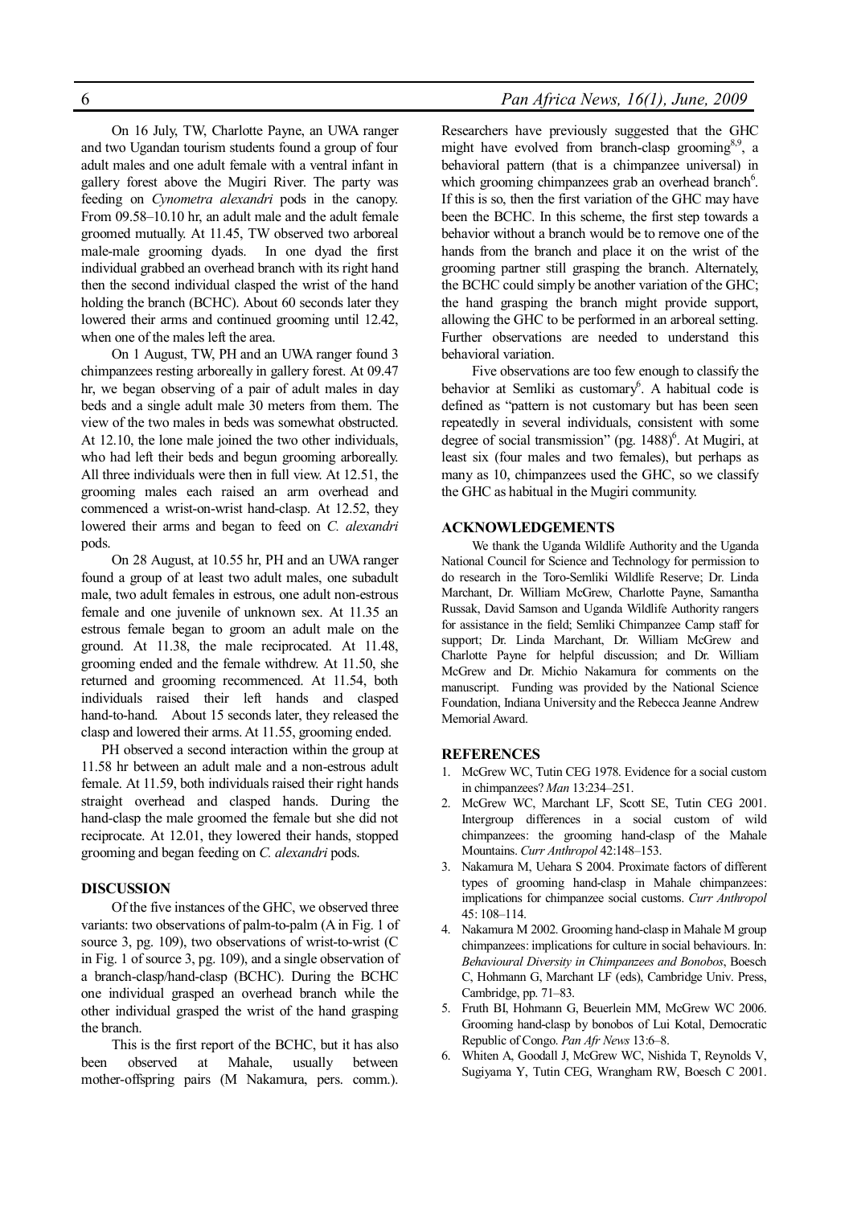On 16 July, TW, Charlotte Payne, an UWA ranger and two Ugandan tourism students found a group of four adult males and one adult female with a ventral infant in gallery forest above the Mugiri River. The party was feeding on *Cynometra alexandri* pods in the canopy. From 09.58–10.10 hr, an adult male and the adult female groomed mutually. At 11.45, TW observed two arboreal male-male grooming dyads. In one dyad the first individual grabbed an overhead branch with its right hand then the second individual clasped the wrist of the hand holding the branch (BCHC). About 60 seconds later they lowered their arms and continued grooming until 12.42, when one of the males left the area.

On 1 August, TW, PH and an UWA ranger found 3 chimpanzees resting arboreally in gallery forest. At 09.47 hr, we began observing of a pair of adult males in day beds and a single adult male 30 meters from them. The view of the two males in beds was somewhat obstructed. At 12.10, the lone male joined the two other individuals, who had left their beds and begun grooming arboreally. All three individuals were then in full view. At 12.51, the grooming males each raised an arm overhead and commenced a wrist-on-wrist hand-clasp. At 12.52, they lowered their arms and began to feed on *C. alexandri* pods.

On 28 August, at 10.55 hr, PH and an UWA ranger found a group of at least two adult males, one subadult male, two adult females in estrous, one adult non-estrous female and one juvenile of unknown sex. At 11.35 an estrous female began to groom an adult male on the ground. At 11.38, the male reciprocated. At 11.48, grooming ended and the female withdrew. At 11.50, she returned and grooming recommenced. At 11.54, both individuals raised their left hands and clasped hand-to-hand. About 15 seconds later, they released the clasp and lowered their arms. At 11.55, grooming ended.

PH observed a second interaction within the group at 11.58 hr between an adult male and a non-estrous adult female. At 11.59, both individuals raised their right hands straight overhead and clasped hands. During the hand-clasp the male groomed the female but she did not reciprocate. At 12.01, they lowered their hands, stopped grooming and began feeding on *C. alexandri* pods.

## DISCUSSION

Of the five instances of the GHC, we observed three variants: two observations of palm-to-palm (A in Fig. 1 of source 3, pg. 109), two observations of wrist-to-wrist (C in Fig. 1 of source 3, pg. 109), and a single observation of a branch-clasp/hand-clasp (BCHC). During the BCHC one individual grasped an overhead branch while the other individual grasped the wrist of the hand grasping the branch.

This is the first report of the BCHC, but it has also been observed at Mahale, usually between mother-offspring pairs (M Nakamura, pers. comm.). Researchers have previously suggested that the GHC might have evolved from branch-clasp grooming[8,9], a behavioral pattern (that is a chimpanzee universal) in which grooming chimpanzees grab an overhead branch[6]. If this is so, then the first variation of the GHC may have been the BCHC. In this scheme, the first step towards a behavior without a branch would be to remove one of the hands from the branch and place it on the wrist of the grooming partner still grasping the branch. Alternately, the BCHC could simply be another variation of the GHC; the hand grasping the branch might provide support, allowing the GHC to be performed in an arboreal setting. Further observations are needed to understand this behavioral variation.

Five observations are too few enough to classify the behavior at Semliki as customary[6]. A habitual code is defined as "pattern is not customary but has been seen repeatedly in several individuals, consistent with some degree of social transmission" (pg. 1488)[6]. At Mugiri, at least six (four males and two females), but perhaps as many as 10, chimpanzees used the GHC, so we classify the GHC as habitual in the Mugiri community.

## ACKNOWLEDGEMENTS

We thank the Uganda Wildlife Authority and the Uganda National Council for Science and Technology for permission to do research in the Toro-Semliki Wildlife Reserve; Dr. Linda Marchant, Dr. William McGrew, Charlotte Payne, Samantha Russak, David Samson and Uganda Wildlife Authority rangers for assistance in the field; Semliki Chimpanzee Camp staff for support; Dr. Linda Marchant, Dr. William McGrew and Charlotte Payne for helpful discussion; and Dr. William McGrew and Dr. Michio Nakamura for comments on the manuscript. Funding was provided by the National Science Foundation, Indiana University and the Rebecca Jeanne Andrew Memorial Award.

## REFERENCES

1. McGrew WC, Tutin CEG 1978. Evidence for a social custom in chimpanzees? *Man* 13:234–251.
2. McGrew WC, Marchant LF, Scott SE, Tutin CEG 2001. Intergroup differences in a social custom of wild chimpanzees: the grooming hand-clasp of the Mahale Mountains. *Curr Anthropol* 42:148–153.
3. Nakamura M, Uehara S 2004. Proximate factors of different types of grooming hand-clasp in Mahale chimpanzees: implications for chimpanzee social customs. *Curr Anthropol* 45: 108–114.
4. Nakamura M 2002. Grooming hand-clasp in Mahale M group chimpanzees: implications for culture in social behaviours. In: *Behavioural Diversity in Chimpanzees and Bonobos*, Boesch C, Hohmann G, Marchant LF (eds), Cambridge Univ. Press, Cambridge, pp. 71–83.
5. Fruth BI, Hohmann G, Beuerlein MM, McGrew WC 2006. Grooming hand-clasp by bonobos of Lui Kotal, Democratic Republic of Congo. *Pan Afr News* 13:6–8.
6. Whiten A, Goodall J, McGrew WC, Nishida T, Reynolds V, Sugiyama Y, Tutin CEG, Wrangham RW, Boesch C 2001.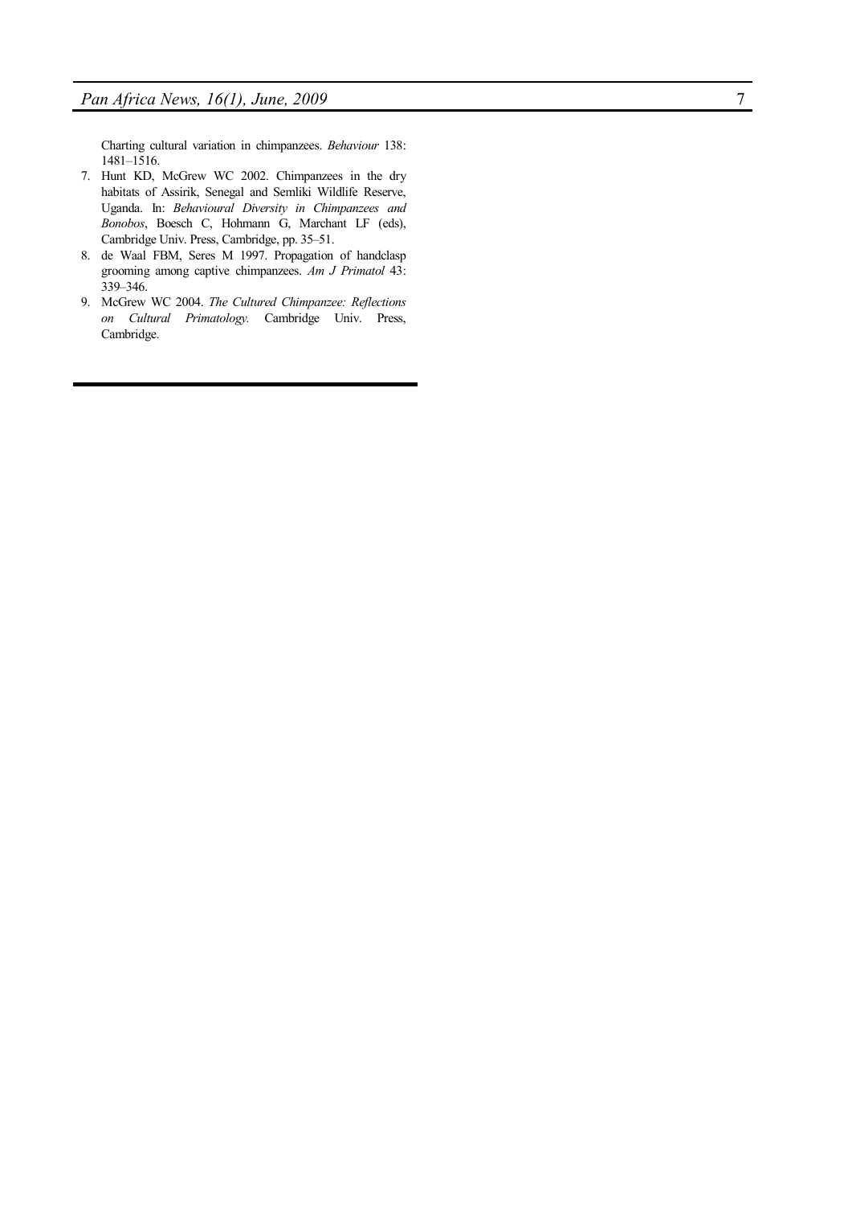Charting cultural variation in chimpanzees. *Behaviour* 138: 1481–1516.

7. Hunt KD, McGrew WC 2002. Chimpanzees in the dry habitats of Assirik, Senegal and Semliki Wildlife Reserve, Uganda. In: *Behavioural Diversity in Chimpanzees and Bonobos*, Boesch C, Hohmann G, Marchant LF (eds), Cambridge Univ. Press, Cambridge, pp. 35–51.
8. de Waal FBM, Seres M 1997. Propagation of handclasp grooming among captive chimpanzees. *Am J Primatol* 43: 339–346.
9. McGrew WC 2004. *The Cultured Chimpanzee: Reflections on Cultural Primatology.* Cambridge Univ. Press, Cambridge.